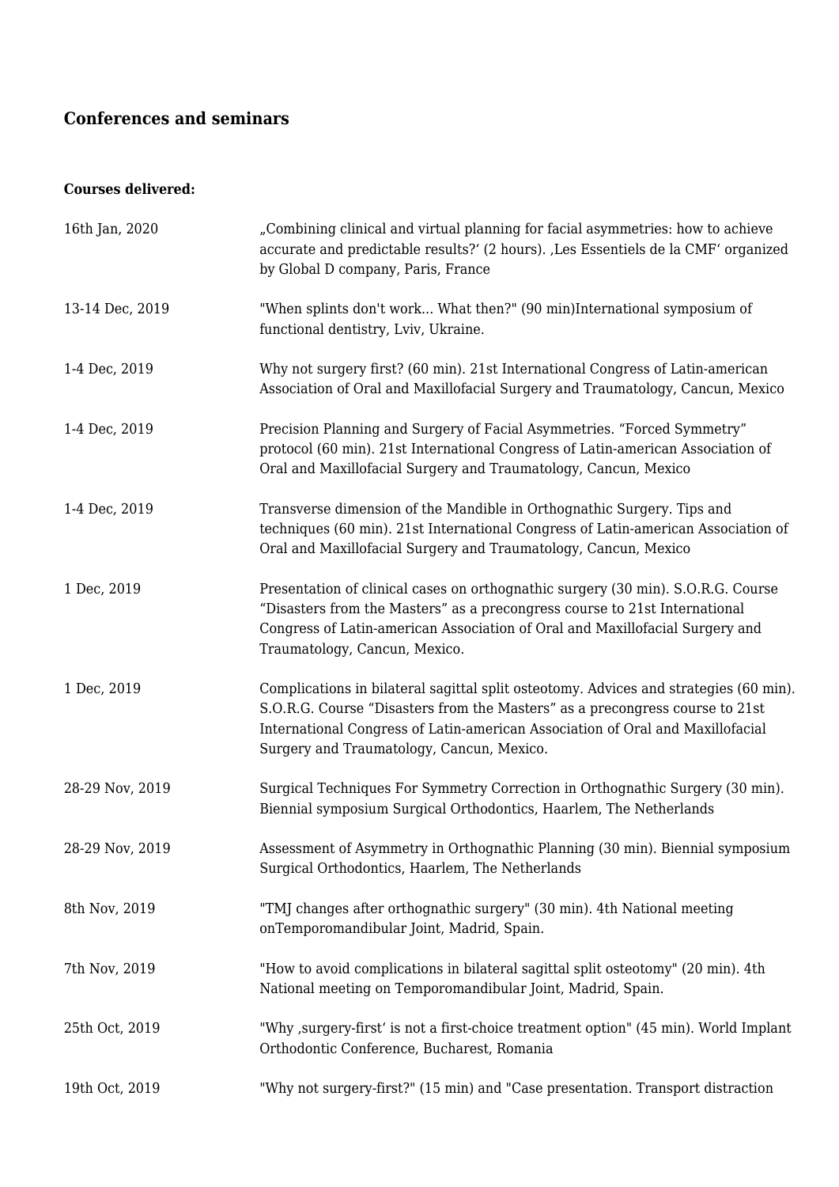## Conferences and seminars

**Courses delivered:**

| | |
|---|---|
| 16th Jan, 2020 | „Combining clinical and virtual planning for facial asymmetries: how to achieve accurate and predictable results?‘ (2 hours). ‚Les Essentiels de la CMF‘ organized by Global D company, Paris, France |
| 13-14 Dec, 2019 | "When splints don't work... What then?" (90 min)International symposium of functional dentistry, Lviv, Ukraine. |
| 1-4 Dec, 2019 | Why not surgery first? (60 min). 21st International Congress of Latin-american Association of Oral and Maxillofacial Surgery and Traumatology, Cancun, Mexico |
| 1-4 Dec, 2019 | Precision Planning and Surgery of Facial Asymmetries. “Forced Symmetry” protocol (60 min). 21st International Congress of Latin-american Association of Oral and Maxillofacial Surgery and Traumatology, Cancun, Mexico |
| 1-4 Dec, 2019 | Transverse dimension of the Mandible in Orthognathic Surgery. Tips and techniques (60 min). 21st International Congress of Latin-american Association of Oral and Maxillofacial Surgery and Traumatology, Cancun, Mexico |
| 1 Dec, 2019 | Presentation of clinical cases on orthognathic surgery (30 min). S.O.R.G. Course “Disasters from the Masters” as a precongress course to 21st International Congress of Latin-american Association of Oral and Maxillofacial Surgery and Traumatology, Cancun, Mexico. |
| 1 Dec, 2019 | Complications in bilateral sagittal split osteotomy. Advices and strategies (60 min). S.O.R.G. Course “Disasters from the Masters” as a precongress course to 21st International Congress of Latin-american Association of Oral and Maxillofacial Surgery and Traumatology, Cancun, Mexico. |
| 28-29 Nov, 2019 | Surgical Techniques For Symmetry Correction in Orthognathic Surgery (30 min). Biennial symposium Surgical Orthodontics, Haarlem, The Netherlands |
| 28-29 Nov, 2019 | Assessment of Asymmetry in Orthognathic Planning (30 min). Biennial symposium Surgical Orthodontics, Haarlem, The Netherlands |
| 8th Nov, 2019 | "TMJ changes after orthognathic surgery" (30 min). 4th National meeting onTemporomandibular Joint, Madrid, Spain. |
| 7th Nov, 2019 | "How to avoid complications in bilateral sagittal split osteotomy" (20 min). 4th National meeting on Temporomandibular Joint, Madrid, Spain. |
| 25th Oct, 2019 | "Why ‚surgery-first‘ is not a first-choice treatment option" (45 min). World Implant Orthodontic Conference, Bucharest, Romania |
| 19th Oct, 2019 | "Why not surgery-first?" (15 min) and "Case presentation. Transport distraction |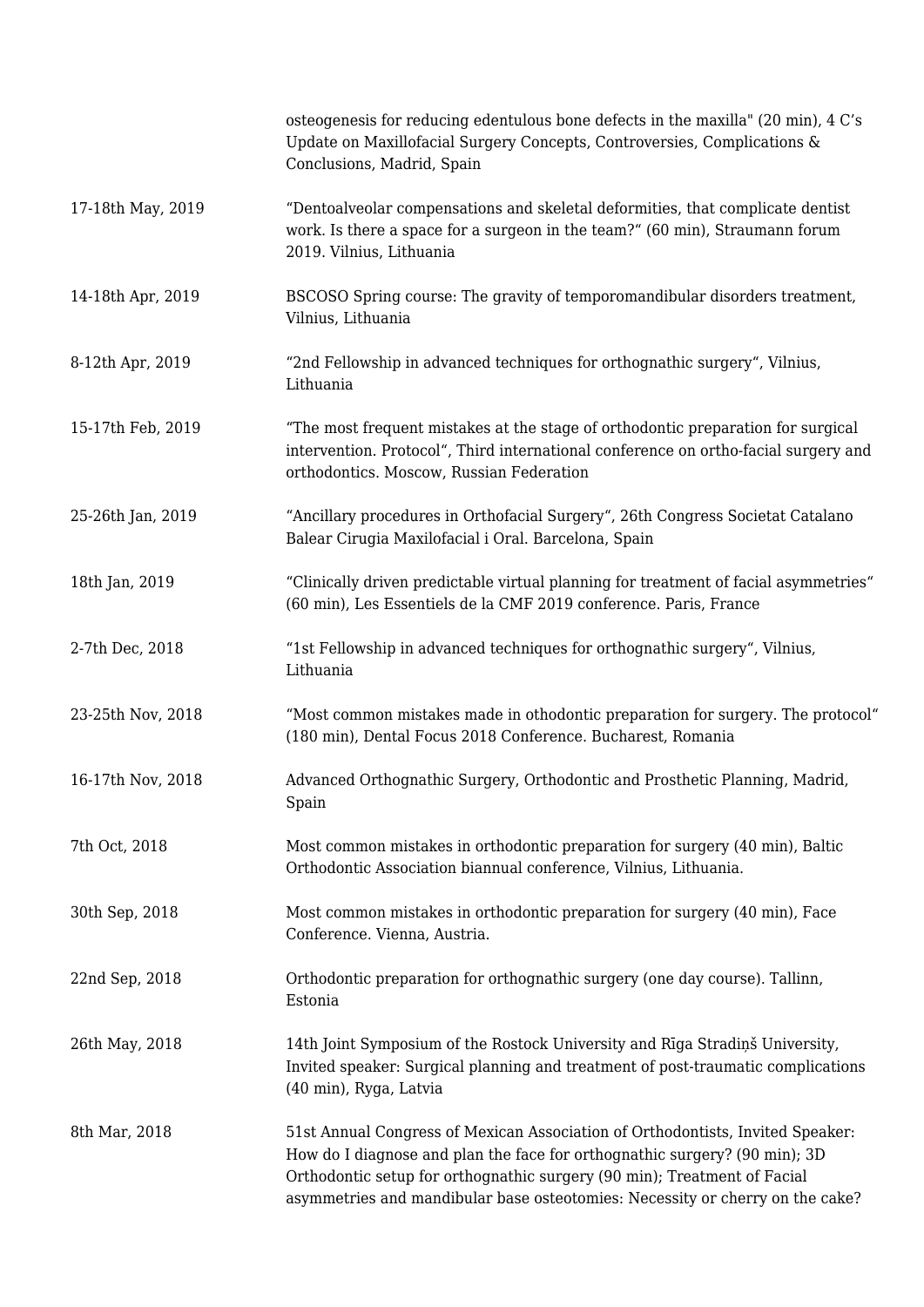| | |
|---|---|
| | osteogenesis for reducing edentulous bone defects in the maxilla" (20 min), 4 C's Update on Maxillofacial Surgery Concepts, Controversies, Complications & Conclusions, Madrid, Spain |
| 17-18th May, 2019 | "Dentoalveolar compensations and skeletal deformities, that complicate dentist work. Is there a space for a surgeon in the team?" (60 min), Straumann forum 2019. Vilnius, Lithuania |
| 14-18th Apr, 2019 | BSCOSO Spring course: The gravity of temporomandibular disorders treatment, Vilnius, Lithuania |
| 8-12th Apr, 2019 | "2nd Fellowship in advanced techniques for orthognathic surgery", Vilnius, Lithuania |
| 15-17th Feb, 2019 | "The most frequent mistakes at the stage of orthodontic preparation for surgical intervention. Protocol", Third international conference on ortho-facial surgery and orthodontics. Moscow, Russian Federation |
| 25-26th Jan, 2019 | "Ancillary procedures in Orthofacial Surgery", 26th Congress Societat Catalano Balear Cirugia Maxilofacial i Oral. Barcelona, Spain |
| 18th Jan, 2019 | "Clinically driven predictable virtual planning for treatment of facial asymmetries" (60 min), Les Essentiels de la CMF 2019 conference. Paris, France |
| 2-7th Dec, 2018 | "1st Fellowship in advanced techniques for orthognathic surgery", Vilnius, Lithuania |
| 23-25th Nov, 2018 | "Most common mistakes made in othodontic preparation for surgery. The protocol" (180 min), Dental Focus 2018 Conference. Bucharest, Romania |
| 16-17th Nov, 2018 | Advanced Orthognathic Surgery, Orthodontic and Prosthetic Planning, Madrid, Spain |
| 7th Oct, 2018 | Most common mistakes in orthodontic preparation for surgery (40 min), Baltic Orthodontic Association biannual conference, Vilnius, Lithuania. |
| 30th Sep, 2018 | Most common mistakes in orthodontic preparation for surgery (40 min), Face Conference. Vienna, Austria. |
| 22nd Sep, 2018 | Orthodontic preparation for orthognathic surgery (one day course). Tallinn, Estonia |
| 26th May, 2018 | 14th Joint Symposium of the Rostock University and Rīga Stradiņš University, Invited speaker: Surgical planning and treatment of post-traumatic complications (40 min), Ryga, Latvia |
| 8th Mar, 2018 | 51st Annual Congress of Mexican Association of Orthodontists, Invited Speaker: How do I diagnose and plan the face for orthognathic surgery? (90 min); 3D Orthodontic setup for orthognathic surgery (90 min); Treatment of Facial asymmetries and mandibular base osteotomies: Necessity or cherry on the cake? |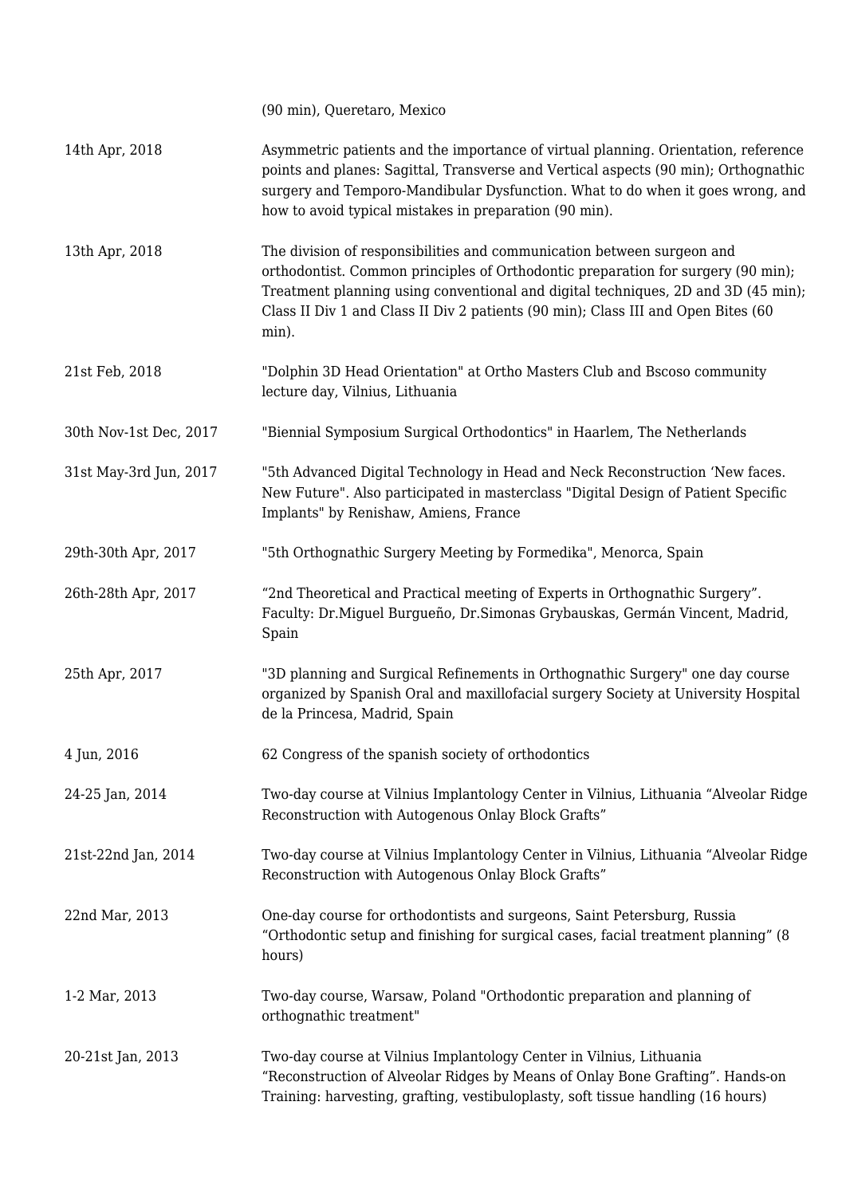|  |  |
|---|---|
|  | (90 min), Queretaro, Mexico |
| 14th Apr, 2018 | Asymmetric patients and the importance of virtual planning. Orientation, reference points and planes: Sagittal, Transverse and Vertical aspects (90 min); Orthognathic surgery and Temporo-Mandibular Dysfunction. What to do when it goes wrong, and how to avoid typical mistakes in preparation (90 min). |
| 13th Apr, 2018 | The division of responsibilities and communication between surgeon and orthodontist. Common principles of Orthodontic preparation for surgery (90 min); Treatment planning using conventional and digital techniques, 2D and 3D (45 min); Class II Div 1 and Class II Div 2 patients (90 min); Class III and Open Bites (60 min). |
| 21st Feb, 2018 | "Dolphin 3D Head Orientation" at Ortho Masters Club and Bscoso community lecture day, Vilnius, Lithuania |
| 30th Nov-1st Dec, 2017 | "Biennial Symposium Surgical Orthodontics" in Haarlem, The Netherlands |
| 31st May-3rd Jun, 2017 | "5th Advanced Digital Technology in Head and Neck Reconstruction 'New faces. New Future". Also participated in masterclass "Digital Design of Patient Specific Implants" by Renishaw, Amiens, France |
| 29th-30th Apr, 2017 | "5th Orthognathic Surgery Meeting by Formedika", Menorca, Spain |
| 26th-28th Apr, 2017 | "2nd Theoretical and Practical meeting of Experts in Orthognathic Surgery". Faculty: Dr.Miguel Burgueño, Dr.Simonas Grybauskas, Germán Vincent, Madrid, Spain |
| 25th Apr, 2017 | "3D planning and Surgical Refinements in Orthognathic Surgery" one day course organized by Spanish Oral and maxillofacial surgery Society at University Hospital de la Princesa, Madrid, Spain |
| 4 Jun, 2016 | 62 Congress of the spanish society of orthodontics |
| 24-25 Jan, 2014 | Two-day course at Vilnius Implantology Center in Vilnius, Lithuania "Alveolar Ridge Reconstruction with Autogenous Onlay Block Grafts" |
| 21st-22nd Jan, 2014 | Two-day course at Vilnius Implantology Center in Vilnius, Lithuania "Alveolar Ridge Reconstruction with Autogenous Onlay Block Grafts" |
| 22nd Mar, 2013 | One-day course for orthodontists and surgeons, Saint Petersburg, Russia "Orthodontic setup and finishing for surgical cases, facial treatment planning" (8 hours) |
| 1-2 Mar, 2013 | Two-day course, Warsaw, Poland "Orthodontic preparation and planning of orthognathic treatment" |
| 20-21st Jan, 2013 | Two-day course at Vilnius Implantology Center in Vilnius, Lithuania "Reconstruction of Alveolar Ridges by Means of Onlay Bone Grafting". Hands-on Training: harvesting, grafting, vestibuloplasty, soft tissue handling (16 hours) |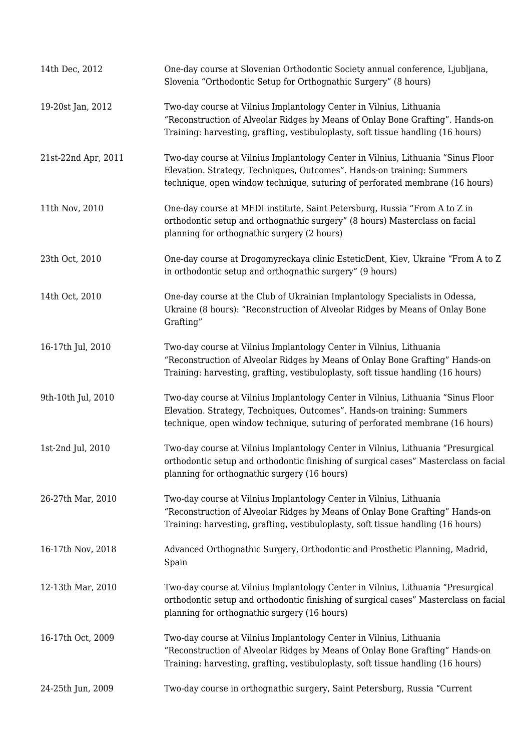| | |
|---|---|
| 14th Dec, 2012 | One-day course at Slovenian Orthodontic Society annual conference, Ljubljana, Slovenia “Orthodontic Setup for Orthognathic Surgery” (8 hours) |
| 19-20st Jan, 2012 | Two-day course at Vilnius Implantology Center in Vilnius, Lithuania “Reconstruction of Alveolar Ridges by Means of Onlay Bone Grafting”. Hands-on Training: harvesting, grafting, vestibuloplasty, soft tissue handling (16 hours) |
| 21st-22nd Apr, 2011 | Two-day course at Vilnius Implantology Center in Vilnius, Lithuania “Sinus Floor Elevation. Strategy, Techniques, Outcomes”. Hands-on training: Summers technique, open window technique, suturing of perforated membrane (16 hours) |
| 11th Nov, 2010 | One-day course at MEDI institute, Saint Petersburg, Russia “From A to Z in orthodontic setup and orthognathic surgery” (8 hours) Masterclass on facial planning for orthognathic surgery (2 hours) |
| 23th Oct, 2010 | One-day course at Drogomyreckaya clinic EsteticDent, Kiev, Ukraine “From A to Z in orthodontic setup and orthognathic surgery” (9 hours) |
| 14th Oct, 2010 | One-day course at the Club of Ukrainian Implantology Specialists in Odessa, Ukraine (8 hours): “Reconstruction of Alveolar Ridges by Means of Onlay Bone Grafting” |
| 16-17th Jul, 2010 | Two-day course at Vilnius Implantology Center in Vilnius, Lithuania “Reconstruction of Alveolar Ridges by Means of Onlay Bone Grafting” Hands-on Training: harvesting, grafting, vestibuloplasty, soft tissue handling (16 hours) |
| 9th-10th Jul, 2010 | Two-day course at Vilnius Implantology Center in Vilnius, Lithuania “Sinus Floor Elevation. Strategy, Techniques, Outcomes”. Hands-on training: Summers technique, open window technique, suturing of perforated membrane (16 hours) |
| 1st-2nd Jul, 2010 | Two-day course at Vilnius Implantology Center in Vilnius, Lithuania “Presurgical orthodontic setup and orthodontic finishing of surgical cases” Masterclass on facial planning for orthognathic surgery (16 hours) |
| 26-27th Mar, 2010 | Two-day course at Vilnius Implantology Center in Vilnius, Lithuania “Reconstruction of Alveolar Ridges by Means of Onlay Bone Grafting” Hands-on Training: harvesting, grafting, vestibuloplasty, soft tissue handling (16 hours) |
| 16-17th Nov, 2018 | Advanced Orthognathic Surgery, Orthodontic and Prosthetic Planning, Madrid, Spain |
| 12-13th Mar, 2010 | Two-day course at Vilnius Implantology Center in Vilnius, Lithuania “Presurgical orthodontic setup and orthodontic finishing of surgical cases” Masterclass on facial planning for orthognathic surgery (16 hours) |
| 16-17th Oct, 2009 | Two-day course at Vilnius Implantology Center in Vilnius, Lithuania “Reconstruction of Alveolar Ridges by Means of Onlay Bone Grafting” Hands-on Training: harvesting, grafting, vestibuloplasty, soft tissue handling (16 hours) |
| 24-25th Jun, 2009 | Two-day course in orthognathic surgery, Saint Petersburg, Russia “Current |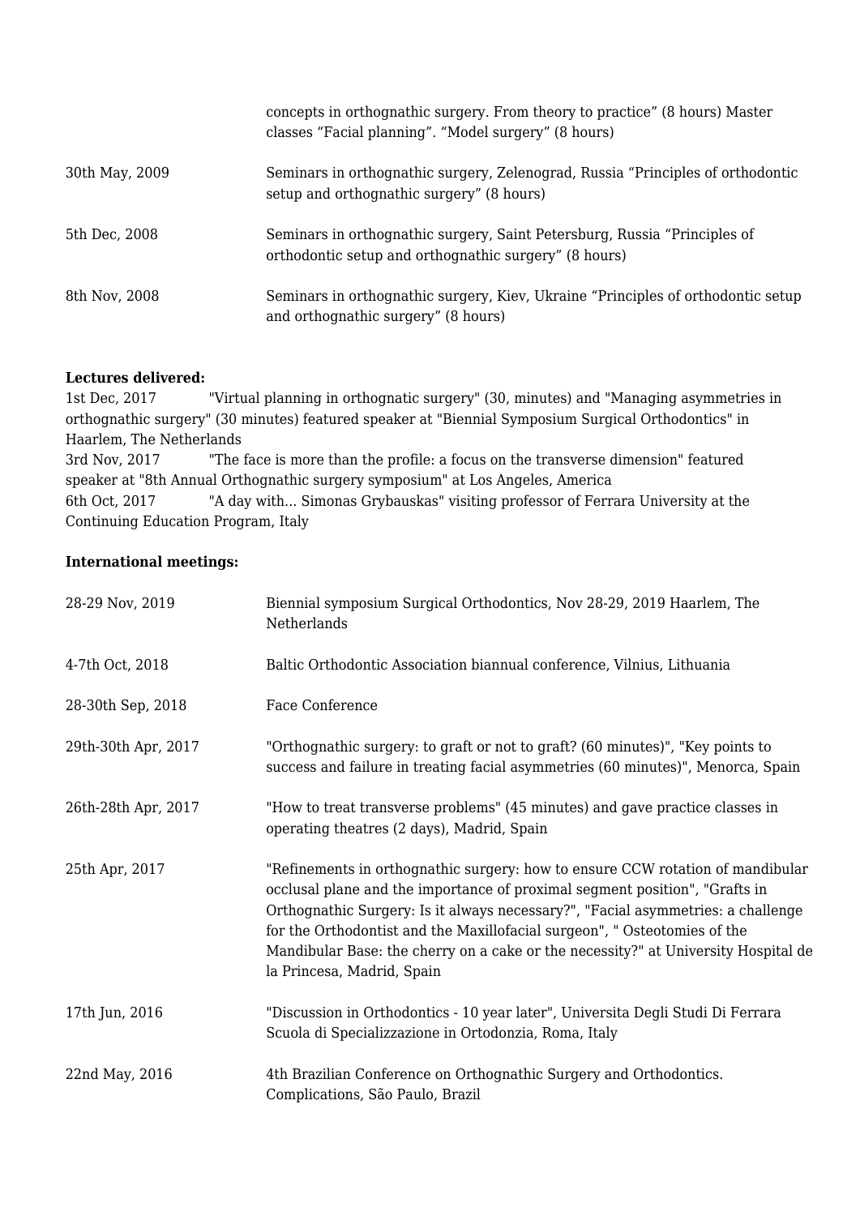| | |
|---|---|
| | concepts in orthognathic surgery. From theory to practice” (8 hours) Master classes “Facial planning”. “Model surgery” (8 hours) |
| 30th May, 2009 | Seminars in orthognathic surgery, Zelenograd, Russia “Principles of orthodontic setup and orthognathic surgery” (8 hours) |
| 5th Dec, 2008 | Seminars in orthognathic surgery, Saint Petersburg, Russia “Principles of orthodontic setup and orthognathic surgery” (8 hours) |
| 8th Nov, 2008 | Seminars in orthognathic surgery, Kiev, Ukraine “Principles of orthodontic setup and orthognathic surgery” (8 hours) |

**Lectures delivered:**

1st Dec, 2017 "Virtual planning in orthognatic surgery" (30, minutes) and "Managing asymmetries in orthognathic surgery" (30 minutes) featured speaker at "Biennial Symposium Surgical Orthodontics" in Haarlem, The Netherlands

3rd Nov, 2017 "The face is more than the profile: a focus on the transverse dimension" featured speaker at "8th Annual Orthognathic surgery symposium" at Los Angeles, America

6th Oct, 2017 "A day with... Simonas Grybauskas" visiting professor of Ferrara University at the Continuing Education Program, Italy

**International meetings:**

| | |
|---|---|
| 28-29 Nov, 2019 | Biennial symposium Surgical Orthodontics, Nov 28-29, 2019 Haarlem, The Netherlands |
| 4-7th Oct, 2018 | Baltic Orthodontic Association biannual conference, Vilnius, Lithuania |
| 28-30th Sep, 2018 | Face Conference |
| 29th-30th Apr, 2017 | "Orthognathic surgery: to graft or not to graft? (60 minutes)", "Key points to success and failure in treating facial asymmetries (60 minutes)", Menorca, Spain |
| 26th-28th Apr, 2017 | "How to treat transverse problems" (45 minutes) and gave practice classes in operating theatres (2 days), Madrid, Spain |
| 25th Apr, 2017 | "Refinements in orthognathic surgery: how to ensure CCW rotation of mandibular occlusal plane and the importance of proximal segment position", "Grafts in Orthognathic Surgery: Is it always necessary?", "Facial asymmetries: a challenge for the Orthodontist and the Maxillofacial surgeon", " Osteotomies of the Mandibular Base: the cherry on a cake or the necessity?" at University Hospital de la Princesa, Madrid, Spain |
| 17th Jun, 2016 | "Discussion in Orthodontics - 10 year later", Universita Degli Studi Di Ferrara Scuola di Specializzazione in Ortodonzia, Roma, Italy |
| 22nd May, 2016 | 4th Brazilian Conference on Orthognathic Surgery and Orthodontics. Complications, São Paulo, Brazil |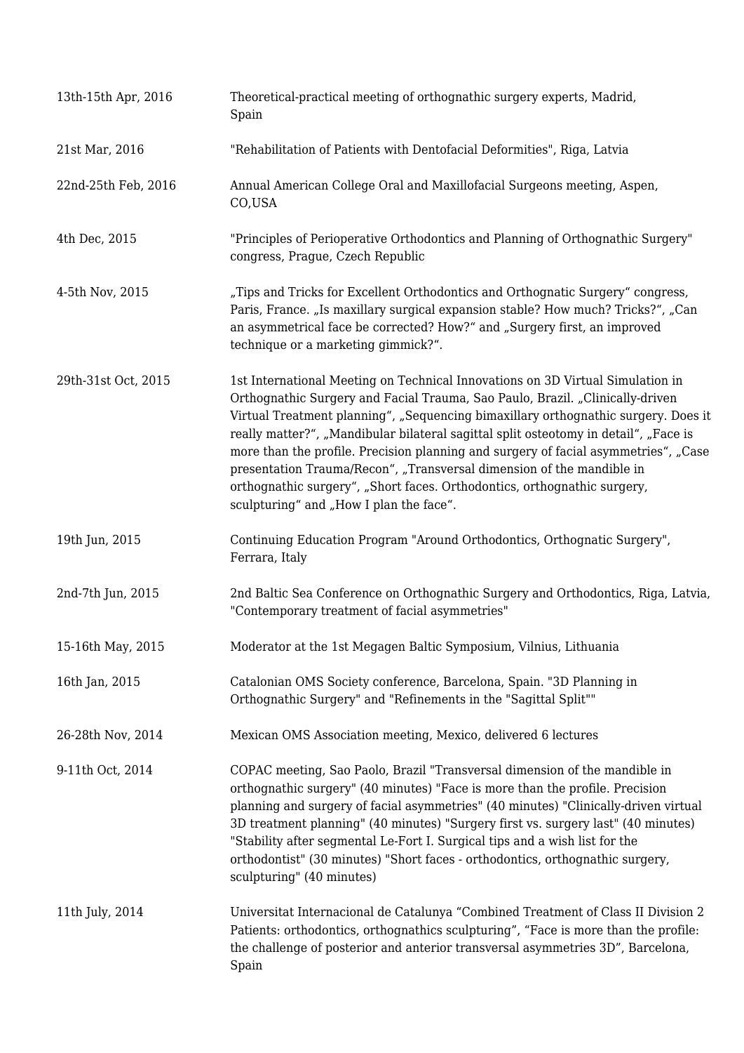| | |
|---|---|
| 13th-15th Apr, 2016 | Theoretical-practical meeting of orthognathic surgery experts, Madrid, Spain |
| 21st Mar, 2016 | "Rehabilitation of Patients with Dentofacial Deformities", Riga, Latvia |
| 22nd-25th Feb, 2016 | Annual American College Oral and Maxillofacial Surgeons meeting, Aspen, CO,USA |
| 4th Dec, 2015 | "Principles of Perioperative Orthodontics and Planning of Orthognathic Surgery" congress, Prague, Czech Republic |
| 4-5th Nov, 2015 | „Tips and Tricks for Excellent Orthodontics and Orthognatic Surgery“ congress, Paris, France. „Is maxillary surgical expansion stable? How much? Tricks?“, „Can an asymmetrical face be corrected? How?“ and „Surgery first, an improved technique or a marketing gimmick?“. |
| 29th-31st Oct, 2015 | 1st International Meeting on Technical Innovations on 3D Virtual Simulation in Orthognathic Surgery and Facial Trauma, Sao Paulo, Brazil. „Clinically-driven Virtual Treatment planning“, „Sequencing bimaxillary orthognathic surgery. Does it really matter?“, „Mandibular bilateral sagittal split osteotomy in detail“, „Face is more than the profile. Precision planning and surgery of facial asymmetries“, „Case presentation Trauma/Recon“, „Transversal dimension of the mandible in orthognathic surgery“, „Short faces. Orthodontics, orthognathic surgery, sculpturing“ and „How I plan the face“. |
| 19th Jun, 2015 | Continuing Education Program "Around Orthodontics, Orthognatic Surgery", Ferrara, Italy |
| 2nd-7th Jun, 2015 | 2nd Baltic Sea Conference on Orthognathic Surgery and Orthodontics, Riga, Latvia, "Contemporary treatment of facial asymmetries" |
| 15-16th May, 2015 | Moderator at the 1st Megagen Baltic Symposium, Vilnius, Lithuania |
| 16th Jan, 2015 | Catalonian OMS Society conference, Barcelona, Spain. "3D Planning in Orthognathic Surgery" and "Refinements in the "Sagittal Split"" |
| 26-28th Nov, 2014 | Mexican OMS Association meeting, Mexico, delivered 6 lectures |
| 9-11th Oct, 2014 | COPAC meeting, Sao Paolo, Brazil "Transversal dimension of the mandible in orthognathic surgery" (40 minutes) "Face is more than the profile. Precision planning and surgery of facial asymmetries" (40 minutes) "Clinically-driven virtual 3D treatment planning" (40 minutes) "Surgery first vs. surgery last" (40 minutes) "Stability after segmental Le-Fort I. Surgical tips and a wish list for the orthodontist" (30 minutes) "Short faces - orthodontics, orthognathic surgery, sculpturing" (40 minutes) |
| 11th July, 2014 | Universitat Internacional de Catalunya “Combined Treatment of Class II Division 2 Patients: orthodontics, orthognathics sculpturing”, “Face is more than the profile: the challenge of posterior and anterior transversal asymmetries 3D”, Barcelona, Spain |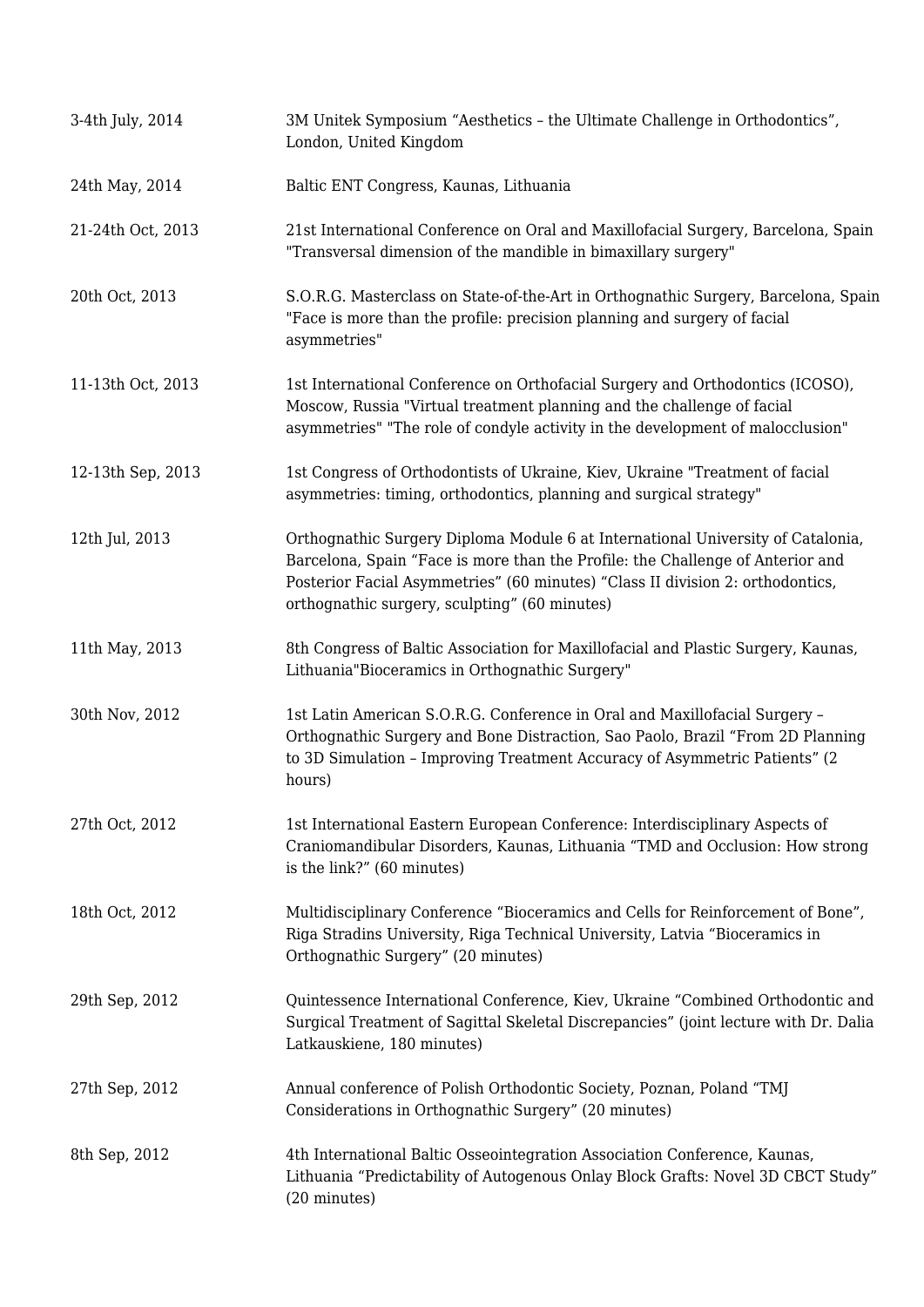| | |
|---|---|
| 3-4th July, 2014 | 3M Unitek Symposium “Aesthetics – the Ultimate Challenge in Orthodontics”, London, United Kingdom |
| 24th May, 2014 | Baltic ENT Congress, Kaunas, Lithuania |
| 21-24th Oct, 2013 | 21st International Conference on Oral and Maxillofacial Surgery, Barcelona, Spain "Transversal dimension of the mandible in bimaxillary surgery" |
| 20th Oct, 2013 | S.O.R.G. Masterclass on State-of-the-Art in Orthognathic Surgery, Barcelona, Spain "Face is more than the profile: precision planning and surgery of facial asymmetries" |
| 11-13th Oct, 2013 | 1st International Conference on Orthofacial Surgery and Orthodontics (ICOSO), Moscow, Russia "Virtual treatment planning and the challenge of facial asymmetries" "The role of condyle activity in the development of malocclusion" |
| 12-13th Sep, 2013 | 1st Congress of Orthodontists of Ukraine, Kiev, Ukraine "Treatment of facial asymmetries: timing, orthodontics, planning and surgical strategy" |
| 12th Jul, 2013 | Orthognathic Surgery Diploma Module 6 at International University of Catalonia, Barcelona, Spain “Face is more than the Profile: the Challenge of Anterior and Posterior Facial Asymmetries” (60 minutes) “Class II division 2: orthodontics, orthognathic surgery, sculpting” (60 minutes) |
| 11th May, 2013 | 8th Congress of Baltic Association for Maxillofacial and Plastic Surgery, Kaunas, Lithuania"Bioceramics in Orthognathic Surgery" |
| 30th Nov, 2012 | 1st Latin American S.O.R.G. Conference in Oral and Maxillofacial Surgery – Orthognathic Surgery and Bone Distraction, Sao Paolo, Brazil “From 2D Planning to 3D Simulation – Improving Treatment Accuracy of Asymmetric Patients” (2 hours) |
| 27th Oct, 2012 | 1st International Eastern European Conference: Interdisciplinary Aspects of Craniomandibular Disorders, Kaunas, Lithuania “TMD and Occlusion: How strong is the link?” (60 minutes) |
| 18th Oct, 2012 | Multidisciplinary Conference “Bioceramics and Cells for Reinforcement of Bone”, Riga Stradins University, Riga Technical University, Latvia “Bioceramics in Orthognathic Surgery” (20 minutes) |
| 29th Sep, 2012 | Quintessence International Conference, Kiev, Ukraine “Combined Orthodontic and Surgical Treatment of Sagittal Skeletal Discrepancies” (joint lecture with Dr. Dalia Latkauskiene, 180 minutes) |
| 27th Sep, 2012 | Annual conference of Polish Orthodontic Society, Poznan, Poland “TMJ Considerations in Orthognathic Surgery” (20 minutes) |
| 8th Sep, 2012 | 4th International Baltic Osseointegration Association Conference, Kaunas, Lithuania “Predictability of Autogenous Onlay Block Grafts: Novel 3D CBCT Study” (20 minutes) |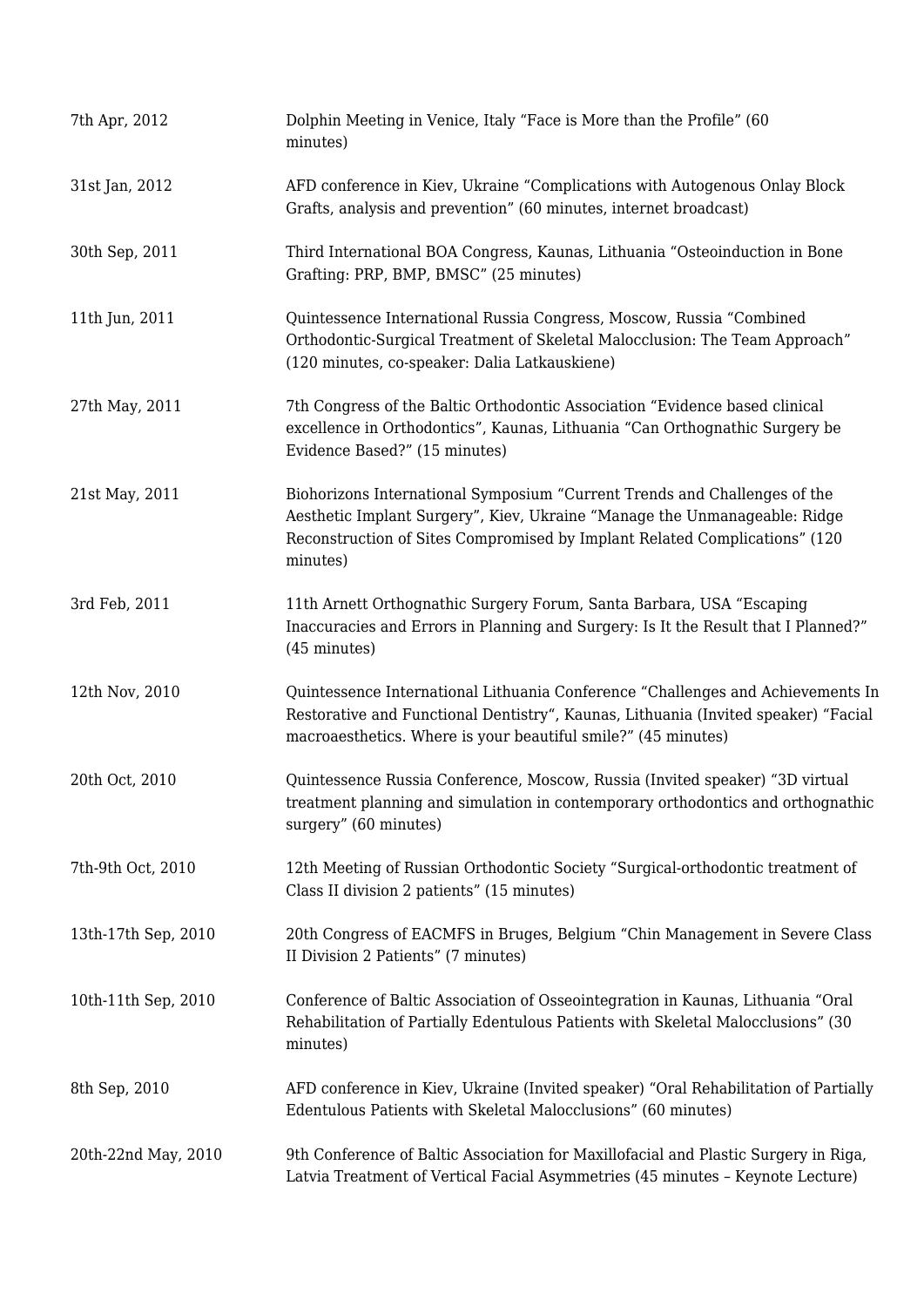| | |
|---|---|
| 7th Apr, 2012 | Dolphin Meeting in Venice, Italy “Face is More than the Profile” (60 minutes) |
| 31st Jan, 2012 | AFD conference in Kiev, Ukraine “Complications with Autogenous Onlay Block Grafts, analysis and prevention” (60 minutes, internet broadcast) |
| 30th Sep, 2011 | Third International BOA Congress, Kaunas, Lithuania “Osteoinduction in Bone Grafting: PRP, BMP, BMSC” (25 minutes) |
| 11th Jun, 2011 | Quintessence International Russia Congress, Moscow, Russia “Combined Orthodontic-Surgical Treatment of Skeletal Malocclusion: The Team Approach” (120 minutes, co-speaker: Dalia Latkauskiene) |
| 27th May, 2011 | 7th Congress of the Baltic Orthodontic Association “Evidence based clinical excellence in Orthodontics”, Kaunas, Lithuania “Can Orthognathic Surgery be Evidence Based?” (15 minutes) |
| 21st May, 2011 | Biohorizons International Symposium “Current Trends and Challenges of the Aesthetic Implant Surgery”, Kiev, Ukraine “Manage the Unmanageable: Ridge Reconstruction of Sites Compromised by Implant Related Complications” (120 minutes) |
| 3rd Feb, 2011 | 11th Arnett Orthognathic Surgery Forum, Santa Barbara, USA “Escaping Inaccuracies and Errors in Planning and Surgery: Is It the Result that I Planned?” (45 minutes) |
| 12th Nov, 2010 | Quintessence International Lithuania Conference “Challenges and Achievements In Restorative and Functional Dentistry“, Kaunas, Lithuania (Invited speaker) “Facial macroaesthetics. Where is your beautiful smile?” (45 minutes) |
| 20th Oct, 2010 | Quintessence Russia Conference, Moscow, Russia (Invited speaker) “3D virtual treatment planning and simulation in contemporary orthodontics and orthognathic surgery” (60 minutes) |
| 7th-9th Oct, 2010 | 12th Meeting of Russian Orthodontic Society “Surgical-orthodontic treatment of Class II division 2 patients” (15 minutes) |
| 13th-17th Sep, 2010 | 20th Congress of EACMFS in Bruges, Belgium “Chin Management in Severe Class II Division 2 Patients” (7 minutes) |
| 10th-11th Sep, 2010 | Conference of Baltic Association of Osseointegration in Kaunas, Lithuania “Oral Rehabilitation of Partially Edentulous Patients with Skeletal Malocclusions” (30 minutes) |
| 8th Sep, 2010 | AFD conference in Kiev, Ukraine (Invited speaker) “Oral Rehabilitation of Partially Edentulous Patients with Skeletal Malocclusions” (60 minutes) |
| 20th-22nd May, 2010 | 9th Conference of Baltic Association for Maxillofacial and Plastic Surgery in Riga, Latvia Treatment of Vertical Facial Asymmetries (45 minutes – Keynote Lecture) |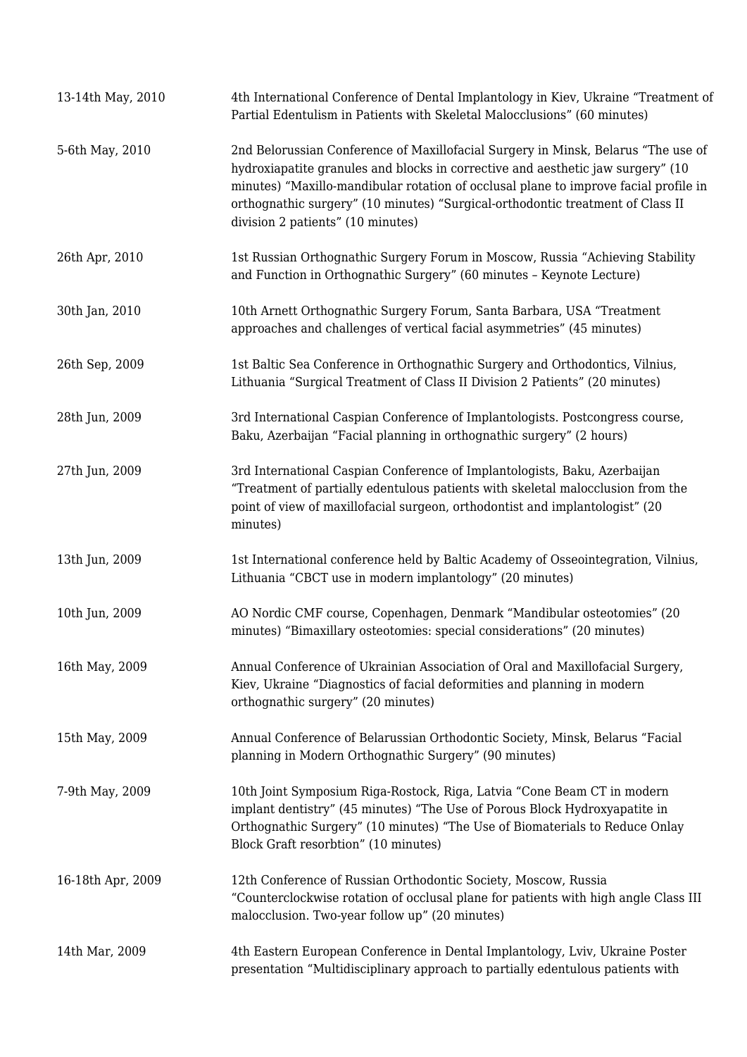| | |
|---|---|
| 13-14th May, 2010 | 4th International Conference of Dental Implantology in Kiev, Ukraine “Treatment of Partial Edentulism in Patients with Skeletal Malocclusions” (60 minutes) |
| 5-6th May, 2010 | 2nd Belorussian Conference of Maxillofacial Surgery in Minsk, Belarus “The use of hydroxiapatite granules and blocks in corrective and aesthetic jaw surgery” (10 minutes) “Maxillo-mandibular rotation of occlusal plane to improve facial profile in orthognathic surgery” (10 minutes) “Surgical-orthodontic treatment of Class II division 2 patients” (10 minutes) |
| 26th Apr, 2010 | 1st Russian Orthognathic Surgery Forum in Moscow, Russia “Achieving Stability and Function in Orthognathic Surgery” (60 minutes – Keynote Lecture) |
| 30th Jan, 2010 | 10th Arnett Orthognathic Surgery Forum, Santa Barbara, USA “Treatment approaches and challenges of vertical facial asymmetries” (45 minutes) |
| 26th Sep, 2009 | 1st Baltic Sea Conference in Orthognathic Surgery and Orthodontics, Vilnius, Lithuania “Surgical Treatment of Class II Division 2 Patients” (20 minutes) |
| 28th Jun, 2009 | 3rd International Caspian Conference of Implantologists. Postcongress course, Baku, Azerbaijan “Facial planning in orthognathic surgery” (2 hours) |
| 27th Jun, 2009 | 3rd International Caspian Conference of Implantologists, Baku, Azerbaijan “Treatment of partially edentulous patients with skeletal malocclusion from the point of view of maxillofacial surgeon, orthodontist and implantologist” (20 minutes) |
| 13th Jun, 2009 | 1st International conference held by Baltic Academy of Osseointegration, Vilnius, Lithuania “CBCT use in modern implantology” (20 minutes) |
| 10th Jun, 2009 | AO Nordic CMF course, Copenhagen, Denmark “Mandibular osteotomies” (20 minutes) “Bimaxillary osteotomies: special considerations” (20 minutes) |
| 16th May, 2009 | Annual Conference of Ukrainian Association of Oral and Maxillofacial Surgery, Kiev, Ukraine “Diagnostics of facial deformities and planning in modern orthognathic surgery” (20 minutes) |
| 15th May, 2009 | Annual Conference of Belarussian Orthodontic Society, Minsk, Belarus “Facial planning in Modern Orthognathic Surgery” (90 minutes) |
| 7-9th May, 2009 | 10th Joint Symposium Riga-Rostock, Riga, Latvia “Cone Beam CT in modern implant dentistry” (45 minutes) “The Use of Porous Block Hydroxyapatite in Orthognathic Surgery” (10 minutes) “The Use of Biomaterials to Reduce Onlay Block Graft resorbtion” (10 minutes) |
| 16-18th Apr, 2009 | 12th Conference of Russian Orthodontic Society, Moscow, Russia “Counterclockwise rotation of occlusal plane for patients with high angle Class III malocclusion. Two-year follow up” (20 minutes) |
| 14th Mar, 2009 | 4th Eastern European Conference in Dental Implantology, Lviv, Ukraine Poster presentation “Multidisciplinary approach to partially edentulous patients with |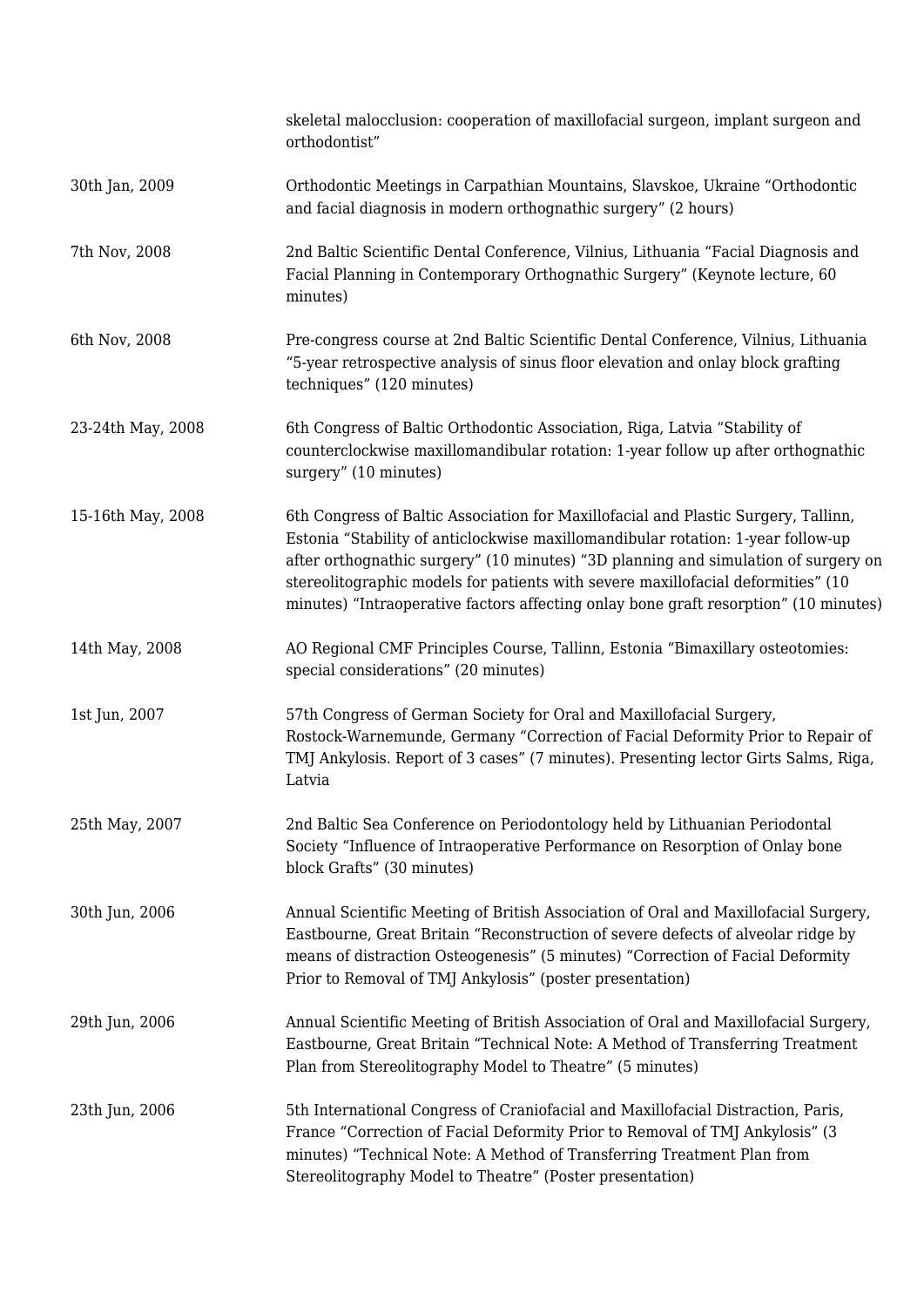| | |
|---|---|
| | skeletal malocclusion: cooperation of maxillofacial surgeon, implant surgeon and orthodontist” |
| 30th Jan, 2009 | Orthodontic Meetings in Carpathian Mountains, Slavskoe, Ukraine “Orthodontic and facial diagnosis in modern orthognathic surgery” (2 hours) |
| 7th Nov, 2008 | 2nd Baltic Scientific Dental Conference, Vilnius, Lithuania “Facial Diagnosis and Facial Planning in Contemporary Orthognathic Surgery” (Keynote lecture, 60 minutes) |
| 6th Nov, 2008 | Pre-congress course at 2nd Baltic Scientific Dental Conference, Vilnius, Lithuania “5-year retrospective analysis of sinus floor elevation and onlay block grafting techniques” (120 minutes) |
| 23-24th May, 2008 | 6th Congress of Baltic Orthodontic Association, Riga, Latvia “Stability of counterclockwise maxillomandibular rotation: 1-year follow up after orthognathic surgery” (10 minutes) |
| 15-16th May, 2008 | 6th Congress of Baltic Association for Maxillofacial and Plastic Surgery, Tallinn, Estonia “Stability of anticlockwise maxillomandibular rotation: 1-year follow-up after orthognathic surgery” (10 minutes) “3D planning and simulation of surgery on stereolitographic models for patients with severe maxillofacial deformities” (10 minutes) “Intraoperative factors affecting onlay bone graft resorption” (10 minutes) |
| 14th May, 2008 | AO Regional CMF Principles Course, Tallinn, Estonia “Bimaxillary osteotomies: special considerations” (20 minutes) |
| 1st Jun, 2007 | 57th Congress of German Society for Oral and Maxillofacial Surgery, Rostock-Warnemunde, Germany “Correction of Facial Deformity Prior to Repair of TMJ Ankylosis. Report of 3 cases” (7 minutes). Presenting lector Girts Salms, Riga, Latvia |
| 25th May, 2007 | 2nd Baltic Sea Conference on Periodontology held by Lithuanian Periodontal Society “Influence of Intraoperative Performance on Resorption of Onlay bone block Grafts” (30 minutes) |
| 30th Jun, 2006 | Annual Scientific Meeting of British Association of Oral and Maxillofacial Surgery, Eastbourne, Great Britain “Reconstruction of severe defects of alveolar ridge by means of distraction Osteogenesis” (5 minutes) “Correction of Facial Deformity Prior to Removal of TMJ Ankylosis” (poster presentation) |
| 29th Jun, 2006 | Annual Scientific Meeting of British Association of Oral and Maxillofacial Surgery, Eastbourne, Great Britain “Technical Note: A Method of Transferring Treatment Plan from Stereolitography Model to Theatre” (5 minutes) |
| 23th Jun, 2006 | 5th International Congress of Craniofacial and Maxillofacial Distraction, Paris, France “Correction of Facial Deformity Prior to Removal of TMJ Ankylosis” (3 minutes) “Technical Note: A Method of Transferring Treatment Plan from Stereolitography Model to Theatre” (Poster presentation) |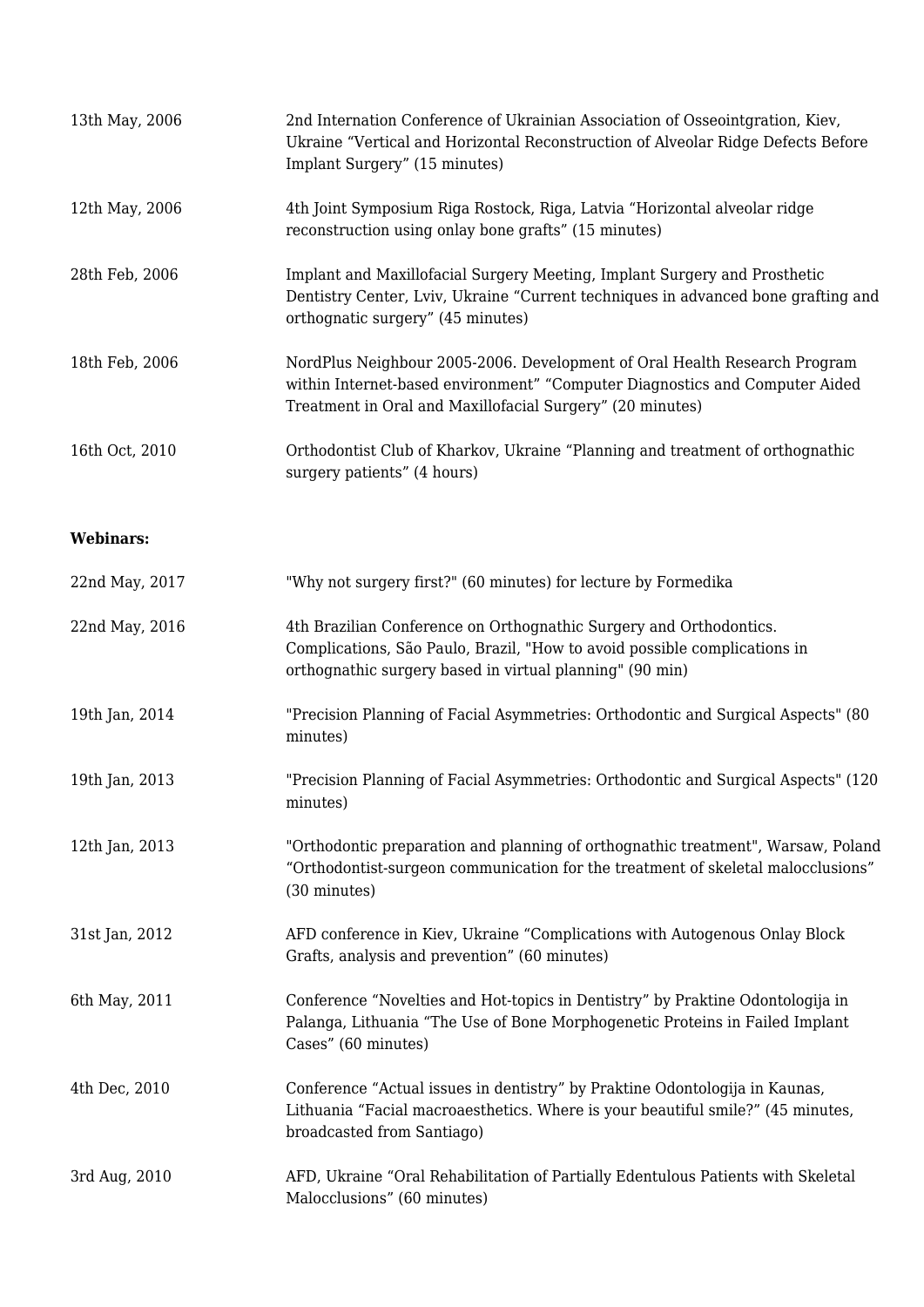| | |
|---|---|
| 13th May, 2006 | 2nd Internation Conference of Ukrainian Association of Osseointgration, Kiev, Ukraine “Vertical and Horizontal Reconstruction of Alveolar Ridge Defects Before Implant Surgery” (15 minutes) |
| 12th May, 2006 | 4th Joint Symposium Riga Rostock, Riga, Latvia “Horizontal alveolar ridge reconstruction using onlay bone grafts” (15 minutes) |
| 28th Feb, 2006 | Implant and Maxillofacial Surgery Meeting, Implant Surgery and Prosthetic Dentistry Center, Lviv, Ukraine “Current techniques in advanced bone grafting and orthognatic surgery” (45 minutes) |
| 18th Feb, 2006 | NordPlus Neighbour 2005-2006. Development of Oral Health Research Program within Internet-based environment” “Computer Diagnostics and Computer Aided Treatment in Oral and Maxillofacial Surgery” (20 minutes) |
| 16th Oct, 2010 | Orthodontist Club of Kharkov, Ukraine “Planning and treatment of orthognathic surgery patients” (4 hours) |

**Webinars:**

| | |
|---|---|
| 22nd May, 2017 | "Why not surgery first?" (60 minutes) for lecture by Formedika |
| 22nd May, 2016 | 4th Brazilian Conference on Orthognathic Surgery and Orthodontics. Complications, São Paulo, Brazil, "How to avoid possible complications in orthognathic surgery based in virtual planning" (90 min) |
| 19th Jan, 2014 | "Precision Planning of Facial Asymmetries: Orthodontic and Surgical Aspects" (80 minutes) |
| 19th Jan, 2013 | "Precision Planning of Facial Asymmetries: Orthodontic and Surgical Aspects" (120 minutes) |
| 12th Jan, 2013 | "Orthodontic preparation and planning of orthognathic treatment", Warsaw, Poland “Orthodontist-surgeon communication for the treatment of skeletal malocclusions” (30 minutes) |
| 31st Jan, 2012 | AFD conference in Kiev, Ukraine “Complications with Autogenous Onlay Block Grafts, analysis and prevention” (60 minutes) |
| 6th May, 2011 | Conference “Novelties and Hot-topics in Dentistry” by Praktine Odontologija in Palanga, Lithuania “The Use of Bone Morphogenetic Proteins in Failed Implant Cases” (60 minutes) |
| 4th Dec, 2010 | Conference “Actual issues in dentistry” by Praktine Odontologija in Kaunas, Lithuania “Facial macroaesthetics. Where is your beautiful smile?” (45 minutes, broadcasted from Santiago) |
| 3rd Aug, 2010 | AFD, Ukraine “Oral Rehabilitation of Partially Edentulous Patients with Skeletal Malocclusions” (60 minutes) |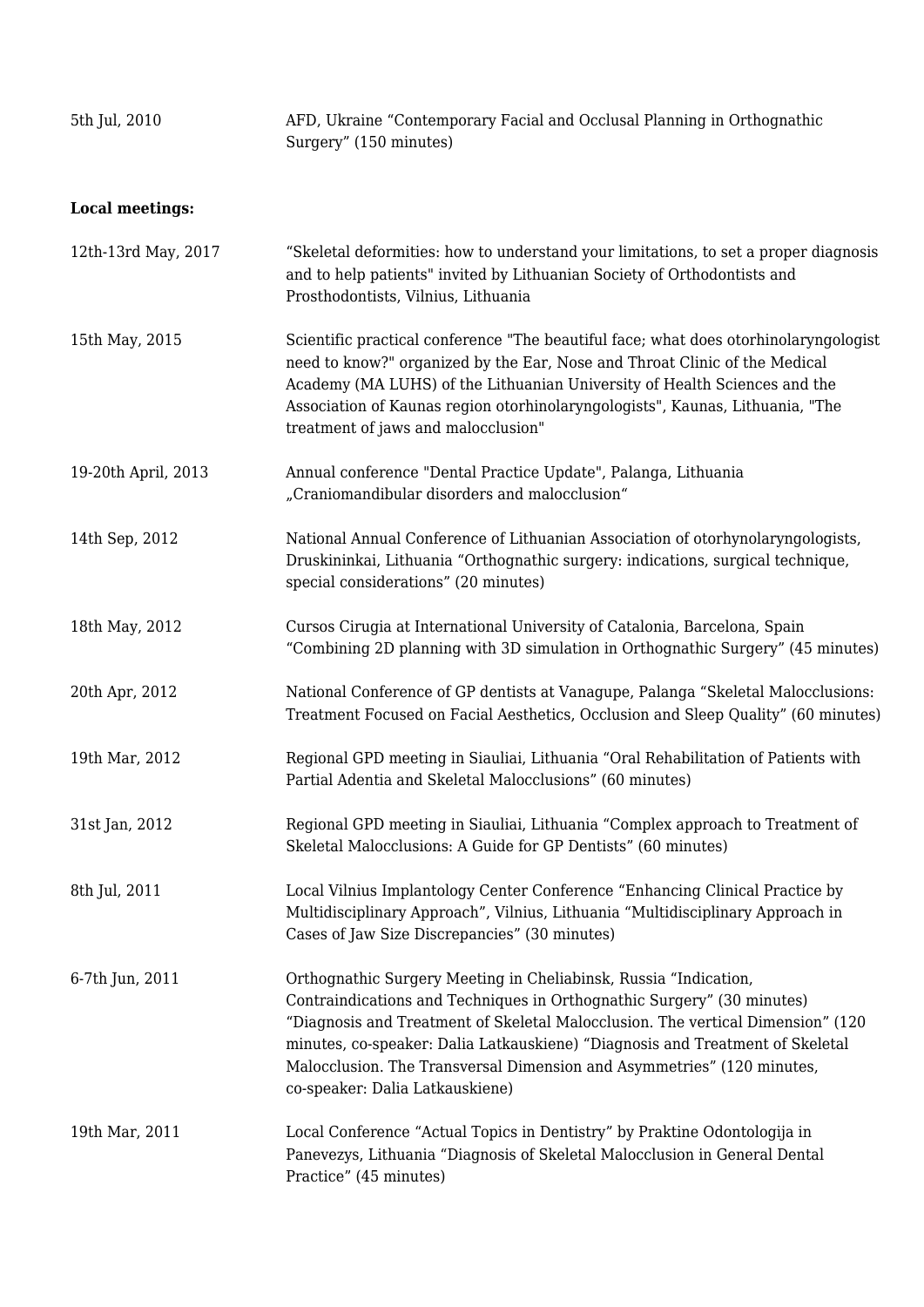5th Jul, 2010 AFD, Ukraine “Contemporary Facial and Occlusal Planning in Orthognathic Surgery” (150 minutes)

**Local meetings:**

12th-13rd May, 2017 “Skeletal deformities: how to understand your limitations, to set a proper diagnosis and to help patients" invited by Lithuanian Society of Orthodontists and Prosthodontists, Vilnius, Lithuania

15th May, 2015 Scientific practical conference "The beautiful face; what does otorhinolaryngologist need to know?" organized by the Ear, Nose and Throat Clinic of the Medical Academy (MA LUHS) of the Lithuanian University of Health Sciences and the Association of Kaunas region otorhinolaryngologists", Kaunas, Lithuania, "The treatment of jaws and malocclusion"

19-20th April, 2013 Annual conference "Dental Practice Update", Palanga, Lithuania „Craniomandibular disorders and malocclusion“

14th Sep, 2012 National Annual Conference of Lithuanian Association of otorhynolaryngologists, Druskininkai, Lithuania “Orthognathic surgery: indications, surgical technique, special considerations” (20 minutes)

18th May, 2012 Cursos Cirugia at International University of Catalonia, Barcelona, Spain “Combining 2D planning with 3D simulation in Orthognathic Surgery” (45 minutes)

20th Apr, 2012 National Conference of GP dentists at Vanagupe, Palanga “Skeletal Malocclusions: Treatment Focused on Facial Aesthetics, Occlusion and Sleep Quality” (60 minutes)

19th Mar, 2012 Regional GPD meeting in Siauliai, Lithuania “Oral Rehabilitation of Patients with Partial Adentia and Skeletal Malocclusions” (60 minutes)

31st Jan, 2012 Regional GPD meeting in Siauliai, Lithuania “Complex approach to Treatment of Skeletal Malocclusions: A Guide for GP Dentists” (60 minutes)

8th Jul, 2011 Local Vilnius Implantology Center Conference “Enhancing Clinical Practice by Multidisciplinary Approach”, Vilnius, Lithuania “Multidisciplinary Approach in Cases of Jaw Size Discrepancies” (30 minutes)

6-7th Jun, 2011 Orthognathic Surgery Meeting in Cheliabinsk, Russia “Indication, Contraindications and Techniques in Orthognathic Surgery” (30 minutes) “Diagnosis and Treatment of Skeletal Malocclusion. The vertical Dimension” (120 minutes, co-speaker: Dalia Latkauskiene) “Diagnosis and Treatment of Skeletal Malocclusion. The Transversal Dimension and Asymmetries” (120 minutes, co-speaker: Dalia Latkauskiene)

19th Mar, 2011 Local Conference “Actual Topics in Dentistry” by Praktine Odontologija in Panevezys, Lithuania “Diagnosis of Skeletal Malocclusion in General Dental Practice” (45 minutes)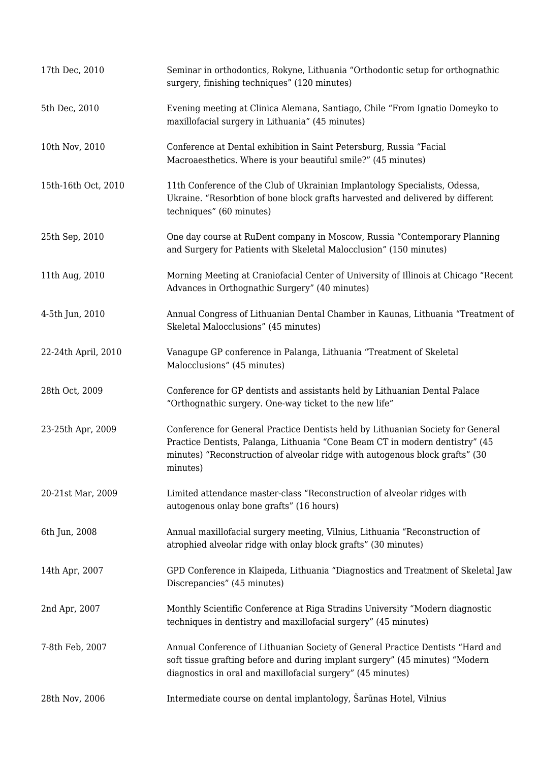| | |
|---|---|
| 17th Dec, 2010 | Seminar in orthodontics, Rokyne, Lithuania “Orthodontic setup for orthognathic surgery, finishing techniques” (120 minutes) |
| 5th Dec, 2010 | Evening meeting at Clinica Alemana, Santiago, Chile “From Ignatio Domeyko to maxillofacial surgery in Lithuania” (45 minutes) |
| 10th Nov, 2010 | Conference at Dental exhibition in Saint Petersburg, Russia “Facial Macroaesthetics. Where is your beautiful smile?” (45 minutes) |
| 15th-16th Oct, 2010 | 11th Conference of the Club of Ukrainian Implantology Specialists, Odessa, Ukraine. “Resorbtion of bone block grafts harvested and delivered by different techniques” (60 minutes) |
| 25th Sep, 2010 | One day course at RuDent company in Moscow, Russia “Contemporary Planning and Surgery for Patients with Skeletal Malocclusion” (150 minutes) |
| 11th Aug, 2010 | Morning Meeting at Craniofacial Center of University of Illinois at Chicago “Recent Advances in Orthognathic Surgery” (40 minutes) |
| 4-5th Jun, 2010 | Annual Congress of Lithuanian Dental Chamber in Kaunas, Lithuania “Treatment of Skeletal Malocclusions” (45 minutes) |
| 22-24th April, 2010 | Vanagupe GP conference in Palanga, Lithuania “Treatment of Skeletal Malocclusions” (45 minutes) |
| 28th Oct, 2009 | Conference for GP dentists and assistants held by Lithuanian Dental Palace “Orthognathic surgery. One-way ticket to the new life” |
| 23-25th Apr, 2009 | Conference for General Practice Dentists held by Lithuanian Society for General Practice Dentists, Palanga, Lithuania “Cone Beam CT in modern dentistry” (45 minutes) “Reconstruction of alveolar ridge with autogenous block grafts” (30 minutes) |
| 20-21st Mar, 2009 | Limited attendance master-class “Reconstruction of alveolar ridges with autogenous onlay bone grafts” (16 hours) |
| 6th Jun, 2008 | Annual maxillofacial surgery meeting, Vilnius, Lithuania “Reconstruction of atrophied alveolar ridge with onlay block grafts” (30 minutes) |
| 14th Apr, 2007 | GPD Conference in Klaipeda, Lithuania “Diagnostics and Treatment of Skeletal Jaw Discrepancies” (45 minutes) |
| 2nd Apr, 2007 | Monthly Scientific Conference at Riga Stradins University “Modern diagnostic techniques in dentistry and maxillofacial surgery” (45 minutes) |
| 7-8th Feb, 2007 | Annual Conference of Lithuanian Society of General Practice Dentists “Hard and soft tissue grafting before and during implant surgery” (45 minutes) “Modern diagnostics in oral and maxillofacial surgery” (45 minutes) |
| 28th Nov, 2006 | Intermediate course on dental implantology, Šarūnas Hotel, Vilnius |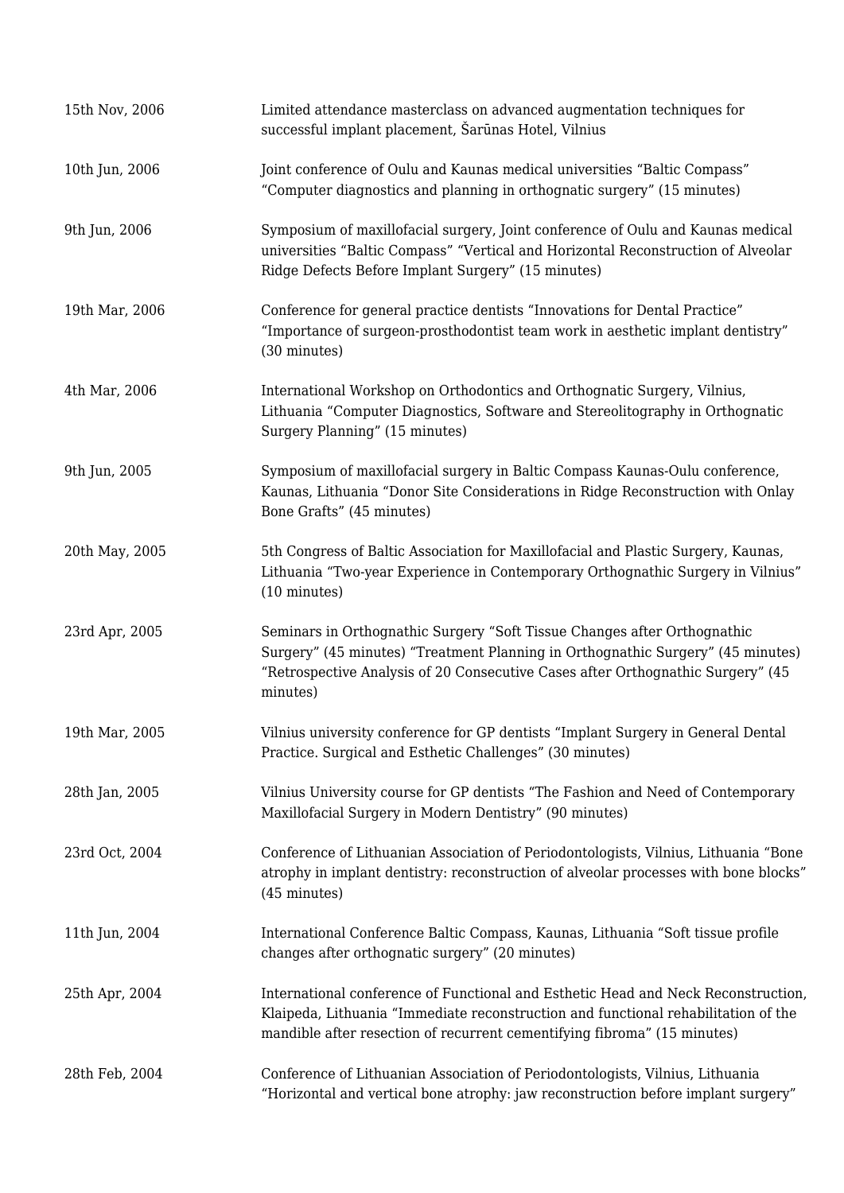| | |
|---|---|
| 15th Nov, 2006 | Limited attendance masterclass on advanced augmentation techniques for successful implant placement, Šarūnas Hotel, Vilnius |
| 10th Jun, 2006 | Joint conference of Oulu and Kaunas medical universities "Baltic Compass" "Computer diagnostics and planning in orthognatic surgery" (15 minutes) |
| 9th Jun, 2006 | Symposium of maxillofacial surgery, Joint conference of Oulu and Kaunas medical universities "Baltic Compass" "Vertical and Horizontal Reconstruction of Alveolar Ridge Defects Before Implant Surgery" (15 minutes) |
| 19th Mar, 2006 | Conference for general practice dentists "Innovations for Dental Practice" "Importance of surgeon-prosthodontist team work in aesthetic implant dentistry" (30 minutes) |
| 4th Mar, 2006 | International Workshop on Orthodontics and Orthognatic Surgery, Vilnius, Lithuania "Computer Diagnostics, Software and Stereolitography in Orthognatic Surgery Planning" (15 minutes) |
| 9th Jun, 2005 | Symposium of maxillofacial surgery in Baltic Compass Kaunas-Oulu conference, Kaunas, Lithuania "Donor Site Considerations in Ridge Reconstruction with Onlay Bone Grafts" (45 minutes) |
| 20th May, 2005 | 5th Congress of Baltic Association for Maxillofacial and Plastic Surgery, Kaunas, Lithuania "Two-year Experience in Contemporary Orthognathic Surgery in Vilnius" (10 minutes) |
| 23rd Apr, 2005 | Seminars in Orthognathic Surgery "Soft Tissue Changes after Orthognathic Surgery" (45 minutes) "Treatment Planning in Orthognathic Surgery" (45 minutes) "Retrospective Analysis of 20 Consecutive Cases after Orthognathic Surgery" (45 minutes) |
| 19th Mar, 2005 | Vilnius university conference for GP dentists "Implant Surgery in General Dental Practice. Surgical and Esthetic Challenges" (30 minutes) |
| 28th Jan, 2005 | Vilnius University course for GP dentists "The Fashion and Need of Contemporary Maxillofacial Surgery in Modern Dentistry" (90 minutes) |
| 23rd Oct, 2004 | Conference of Lithuanian Association of Periodontologists, Vilnius, Lithuania "Bone atrophy in implant dentistry: reconstruction of alveolar processes with bone blocks" (45 minutes) |
| 11th Jun, 2004 | International Conference Baltic Compass, Kaunas, Lithuania "Soft tissue profile changes after orthognatic surgery" (20 minutes) |
| 25th Apr, 2004 | International conference of Functional and Esthetic Head and Neck Reconstruction, Klaipeda, Lithuania "Immediate reconstruction and functional rehabilitation of the mandible after resection of recurrent cementifying fibroma" (15 minutes) |
| 28th Feb, 2004 | Conference of Lithuanian Association of Periodontologists, Vilnius, Lithuania "Horizontal and vertical bone atrophy: jaw reconstruction before implant surgery" |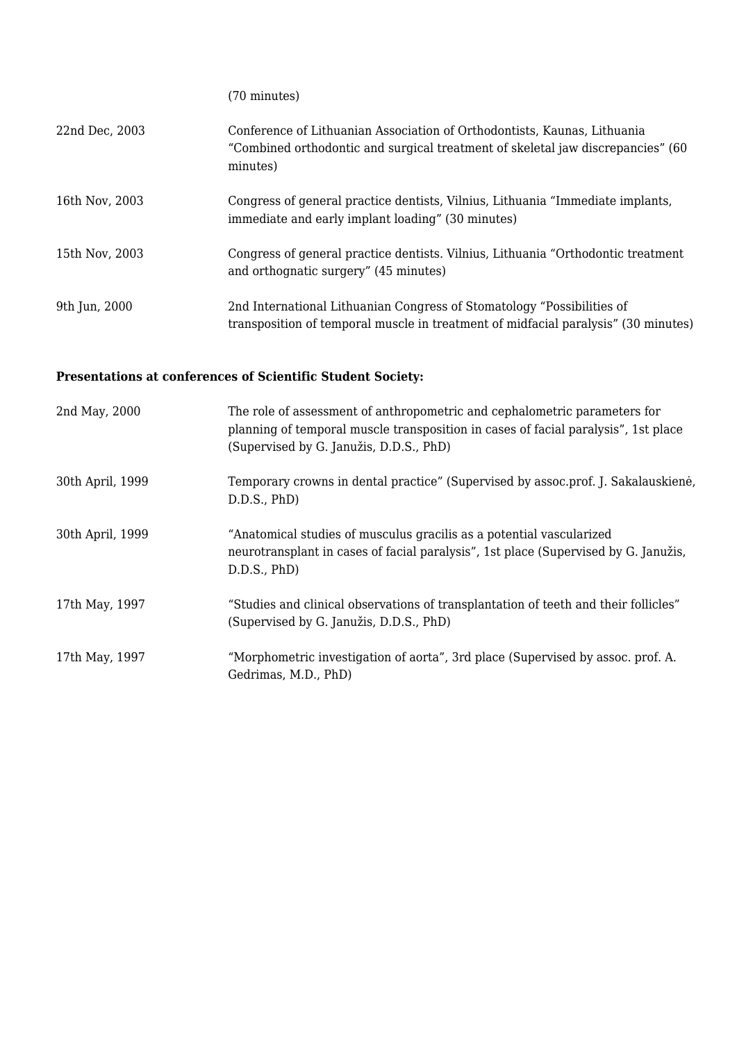(70 minutes)

| | |
|---|---|
| 22nd Dec, 2003 | Conference of Lithuanian Association of Orthodontists, Kaunas, Lithuania “Combined orthodontic and surgical treatment of skeletal jaw discrepancies” (60 minutes) |
| 16th Nov, 2003 | Congress of general practice dentists, Vilnius, Lithuania “Immediate implants, immediate and early implant loading” (30 minutes) |
| 15th Nov, 2003 | Congress of general practice dentists. Vilnius, Lithuania “Orthodontic treatment and orthognatic surgery” (45 minutes) |
| 9th Jun, 2000 | 2nd International Lithuanian Congress of Stomatology “Possibilities of transposition of temporal muscle in treatment of midfacial paralysis” (30 minutes) |

**Presentations at conferences of Scientific Student Society:**

| | |
|---|---|
| 2nd May, 2000 | The role of assessment of anthropometric and cephalometric parameters for planning of temporal muscle transposition in cases of facial paralysis”, 1st place (Supervised by G. Janužis, D.D.S., PhD) |
| 30th April, 1999 | Temporary crowns in dental practice” (Supervised by assoc.prof. J. Sakalauskienė, D.D.S., PhD) |
| 30th April, 1999 | “Anatomical studies of musculus gracilis as a potential vascularized neurotransplant in cases of facial paralysis”, 1st place (Supervised by G. Janužis, D.D.S., PhD) |
| 17th May, 1997 | “Studies and clinical observations of transplantation of teeth and their follicles” (Supervised by G. Janužis, D.D.S., PhD) |
| 17th May, 1997 | “Morphometric investigation of aorta”, 3rd place (Supervised by assoc. prof. A. Gedrimas, M.D., PhD) |